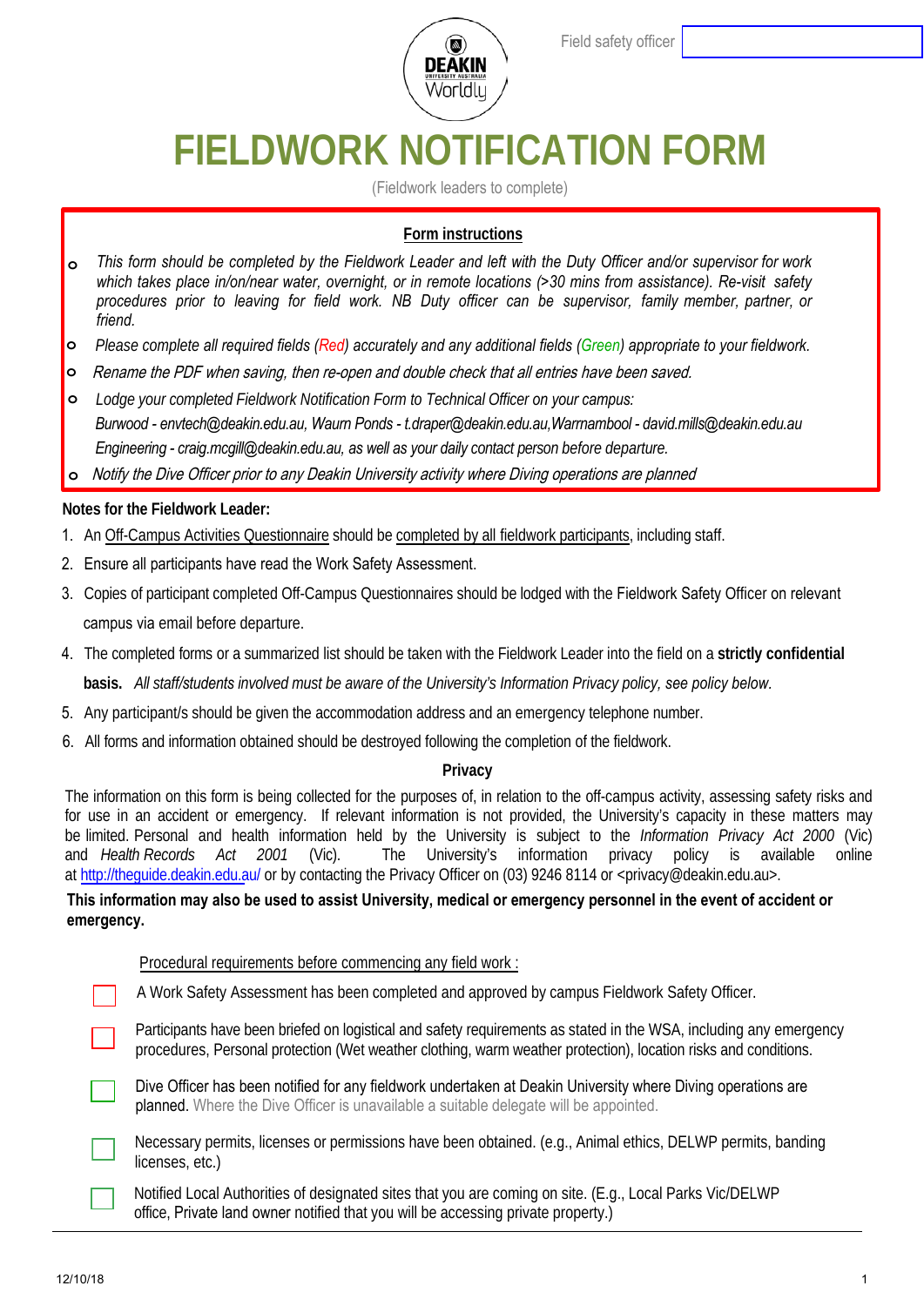Field safety officer

# FIELDWORK NOTIFICATION FORM

(Fieldwork leaders to complete)

**Form instructions**

- *This form should be completed by the Fieldwork Leader and left with the Duty Officer and/or supervisor for work which takes place in/on/near water, overnight, or in remote locations (>30 mins from assistance). Re-visit safety procedures prior to leaving for field work. NB Duty officer can be supervisor, family member, partner, or friend.*
- *Please complete all required fields (Red) accurately and any additional fields (Green) appropriate to your fieldwork.*
- *Rename the PDF when saving, then re-open and double check that all entries have been saved.*
- *Lodge your completed Fieldwork Notification Form to Technical Officer on your campus:*
  *Burwood - envtech@deakin.edu.au, Waurn Ponds - t.draper@deakin.edu.au,Warrnambool - david.mills@deakin.edu.au*
  *Engineering - craig.mcgill@deakin.edu.au, as well as your daily contact person before departure.*
- *Notify the Dive Officer prior to any Deakin University activity where Diving operations are planned*

**Notes for the Fieldwork Leader:**

1. An Off-Campus Activities Questionnaire should be completed by all fieldwork participants, including staff.
2. Ensure all participants have read the Work Safety Assessment.
3. Copies of participant completed Off-Campus Questionnaires should be lodged with the Fieldwork Safety Officer on relevant campus via email before departure.
4. The completed forms or a summarized list should be taken with the Fieldwork Leader into the field on a **strictly confidential basis.** *All staff/students involved must be aware of the University's Information Privacy policy, see policy below.*
5. Any participant/s should be given the accommodation address and an emergency telephone number.
6. All forms and information obtained should be destroyed following the completion of the fieldwork.

**Privacy**

The information on this form is being collected for the purposes of, in relation to the off-campus activity, assessing safety risks and for use in an accident or emergency. If relevant information is not provided, the University's capacity in these matters may be limited. Personal and health information held by the University is subject to the *Information Privacy Act 2000* (Vic) and *Health Records Act 2001* (Vic). The University's information privacy policy is available online at http://theguide.deakin.edu.au/ or by contacting the Privacy Officer on (03) 9246 8114 or <privacy@deakin.edu.au>.

**This information may also be used to assist University, medical or emergency personnel in the event of accident or emergency.**

Procedural requirements before commencing any field work :

- ☐ A Work Safety Assessment has been completed and approved by campus Fieldwork Safety Officer.
- ☐ Participants have been briefed on logistical and safety requirements as stated in the WSA, including any emergency procedures, Personal protection (Wet weather clothing, warm weather protection), location risks and conditions.
- ☐ Dive Officer has been notified for any fieldwork undertaken at Deakin University where Diving operations are planned. Where the Dive Officer is unavailable a suitable delegate will be appointed.
- ☐ Necessary permits, licenses or permissions have been obtained. (e.g., Animal ethics, DELWP permits, banding licenses, etc.)
- ☐ Notified Local Authorities of designated sites that you are coming on site. (E.g., Local Parks Vic/DELWP office, Private land owner notified that you will be accessing private property.)

12/10/18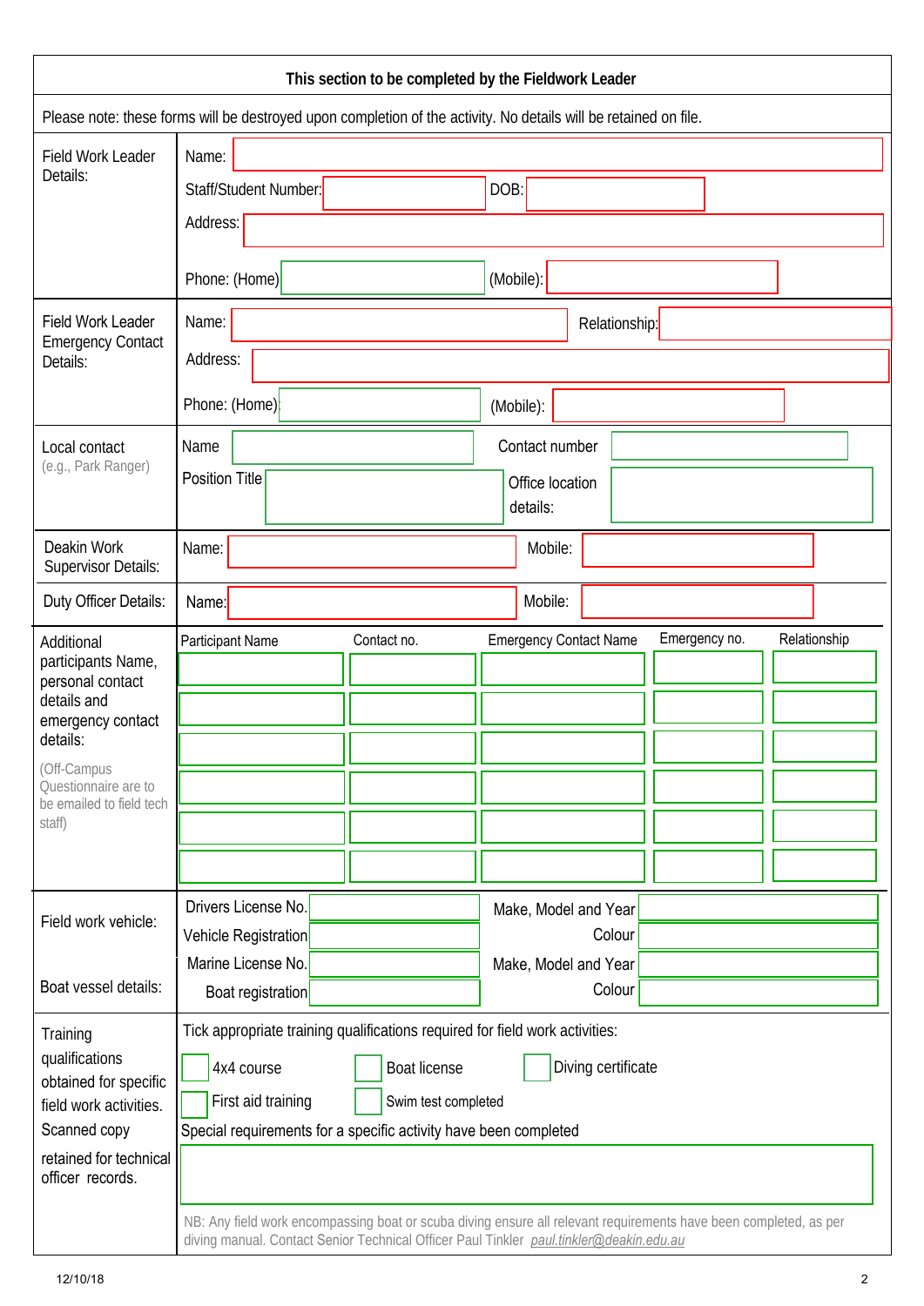**This section to be completed by the Fieldwork Leader**

Please note: these forms will be destroyed upon completion of the activity. No details will be retained on file.

| | |
|---|---|
| Field Work Leader Details: | Name: <br> Staff/Student Number: DOB: <br> Address: <br> Phone: (Home) (Mobile): |
| Field Work Leader Emergency Contact Details: | Name: Relationship: <br> Address: <br> Phone: (Home) (Mobile): |
| Local contact (e.g., Park Ranger) | Name Contact number <br> Position Title Office location details: |
| Deakin Work Supervisor Details: | Name: Mobile: |
| Duty Officer Details: | Name: Mobile: |

Additional participants Name, personal contact details and emergency contact details:

(Off-Campus Questionnaire are to be emailed to field tech staff)

| Participant Name | Contact no. | Emergency Contact Name | Emergency no. | Relationship |
|---|---|---|---|---|
| | | | | |
| | | | | |
| | | | | |
| | | | | |
| | | | | |
| | | | | |

| | | | | |
|---|---|---|---|---|
| Field work vehicle: | Drivers License No. | | Make, Model and Year | |
| | Vehicle Registration | | Colour | |
| Boat vessel details: | Marine License No. | | Make, Model and Year | |
| | Boat registration | | Colour | |

Training qualifications obtained for specific field work activities. Scanned copy retained for technical officer records.

Tick appropriate training qualifications required for field work activities:

- [ ] 4x4 course
- [ ] Boat license
- [ ] Diving certificate
- [ ] First aid training
- [ ] Swim test completed

Special requirements for a specific activity have been completed

NB: Any field work encompassing boat or scuba diving ensure all relevant requirements have been completed, as per diving manual. Contact Senior Technical Officer Paul Tinkler *paul.tinkler@deakin.edu.au*

12/10/18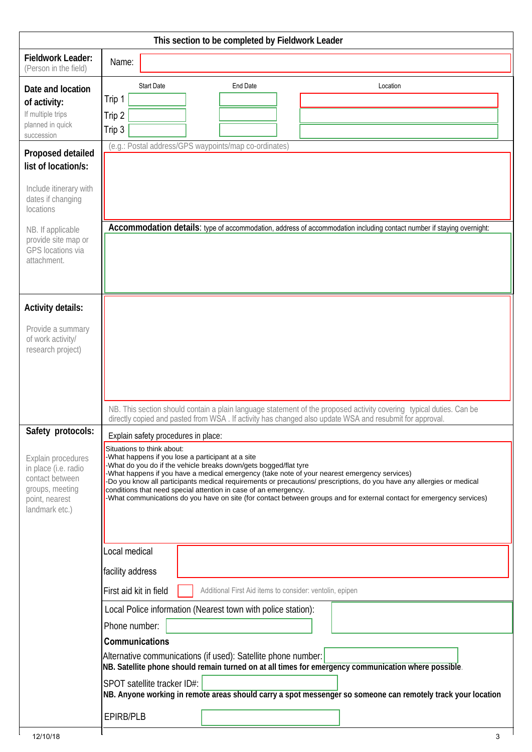| This section to be completed by Fieldwork Leader | | | |
|---|---|---|---|
| **Fieldwork Leader:** (Person in the field) | Name: | | |
| **Date and location of activity:** If multiple trips planned in quick succession | Start Date | End Date | Location |
| | Trip 1 | | |
| | Trip 2 | | |
| | Trip 3 | | |
| **Proposed detailed list of location/s:** Include itinerary with dates if changing locations. NB. If applicable provide site map or GPS locations via attachment. | (e.g.: Postal address/GPS waypoints/map co-ordinates) | | |
| | **Accommodation details**: type of accommodation, address of accommodation including contact number if staying overnight: | | |
| **Activity details:** Provide a summary of work activity/ research project) | NB. This section should contain a plain language statement of the proposed activity covering typical duties. Can be directly copied and pasted from WSA . If activity has changed also update WSA and resubmit for approval. | | |
| **Safety protocols:** Explain procedures in place (i.e. radio contact between groups, meeting point, nearest landmark etc.) | Explain safety procedures in place:<br>Situations to think about:<br>-What happens if you lose a participant at a site<br>-What do you do if the vehicle breaks down/gets bogged/flat tyre<br>-What happens if you have a medical emergency (take note of your nearest emergency services)<br>-Do you know all participants medical requirements or precautions/ prescriptions, do you have any allergies or medical conditions that need special attention in case of an emergency.<br>-What communications do you have on site (for contact between groups and for external contact for emergency services) | | |
| | Local medical facility address | | |
| | First aid kit in field | Additional First Aid items to consider: ventolin, epipen | |
| | Local Police information (Nearest town with police station): | | |
| | Phone number: | | |
| | **Communications** | | |
| | Alternative communications (if used): Satellite phone number:<br>**NB. Satellite phone should remain turned on at all times for emergency communication where possible**. | | |
| | SPOT satellite tracker ID#:<br>**NB. Anyone working in remote areas should carry a spot messenger so someone can remotely track your location** | | |
| | EPIRB/PLB | | |

12/10/18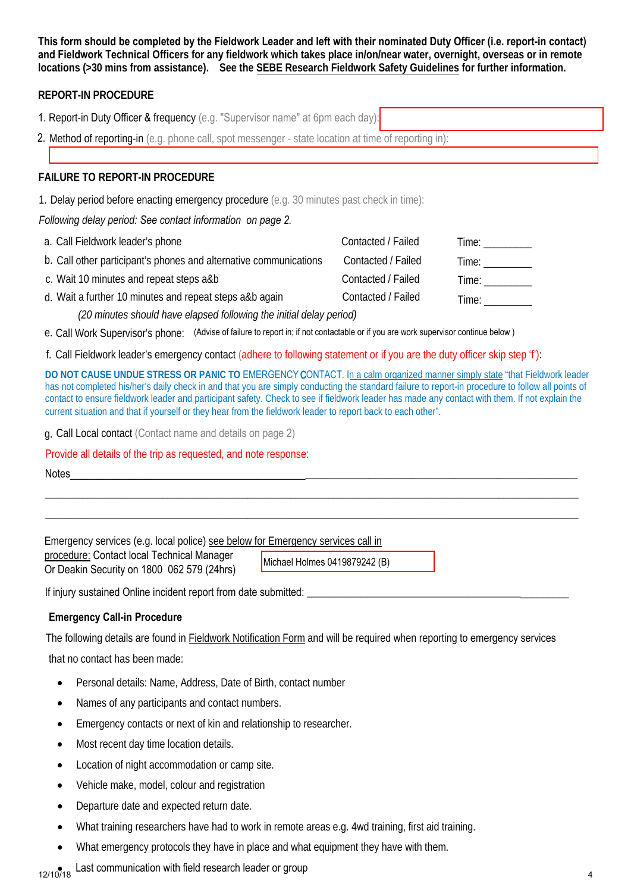**This form should be completed by the Fieldwork Leader and left with their nominated Duty Officer (i.e. report-in contact) and Fieldwork Technical Officers for any fieldwork which takes place in/on/near water, overnight, overseas or in remote locations (>30 mins from assistance). See the SEBE Research Fieldwork Safety Guidelines for further information.**

## REPORT-IN PROCEDURE

1. Report-in Duty Officer & frequency (e.g. "Supervisor name" at 6pm each day):
2. Method of reporting-in (e.g. phone call, spot messenger - state location at time of reporting in):

## FAILURE TO REPORT-IN PROCEDURE

1. Delay period before enacting emergency procedure (e.g. 30 minutes past check in time):

*Following delay period: See contact information on page 2.*

| | | |
|---|---|---|
| a. Call Fieldwork leader's phone | Contacted / Failed | Time: ________ |
| b. Call other participant's phones and alternative communications | Contacted / Failed | Time: ________ |
| c. Wait 10 minutes and repeat steps a&b | Contacted / Failed | Time: ________ |
| d. Wait a further 10 minutes and repeat steps a&b again | Contacted / Failed | Time: ________ |

*(20 minutes should have elapsed following the initial delay period)*

e. Call Work Supervisor's phone: (Advise of failure to report in; if not contactable or if you are work supervisor continue below )

f. Call Fieldwork leader's emergency contact (adhere to following statement or if you are the duty officer skip step 'f'):

**DO NOT CAUSE UNDUE STRESS OR PANIC TO** EMERGENCY CONTACT. In a calm organized manner simply state "that Fieldwork leader has not completed his/her's daily check in and that you are simply conducting the standard failure to report-in procedure to follow all points of contact to ensure fieldwork leader and participant safety. Check to see if fieldwork leader has made any contact with them. If not explain the current situation and that if yourself or they hear from the fieldwork leader to report back to each other".

g. Call Local contact (Contact name and details on page 2)

Provide all details of the trip as requested, and note response:

Notes_____________________________________________________________________________________________

_____________________________________________________________________________________________

_____________________________________________________________________________________________

Emergency services (e.g. local police) see below for Emergency services call in procedure: Contact local Technical Manager Or Deakin Security on 1800 062 579 (24hrs)

Michael Holmes 0419879242 (B)

If injury sustained Online incident report from date submitted: ____________________________________________

### Emergency Call-in Procedure

The following details are found in Fieldwork Notification Form and will be required when reporting to emergency services that no contact has been made:

- Personal details: Name, Address, Date of Birth, contact number
- Names of any participants and contact numbers.
- Emergency contacts or next of kin and relationship to researcher.
- Most recent day time location details.
- Location of night accommodation or camp site.
- Vehicle make, model, colour and registration
- Departure date and expected return date.
- What training researchers have had to work in remote areas e.g. 4wd training, first aid training.
- What emergency protocols they have in place and what equipment they have with them.
- Last communication with field research leader or group